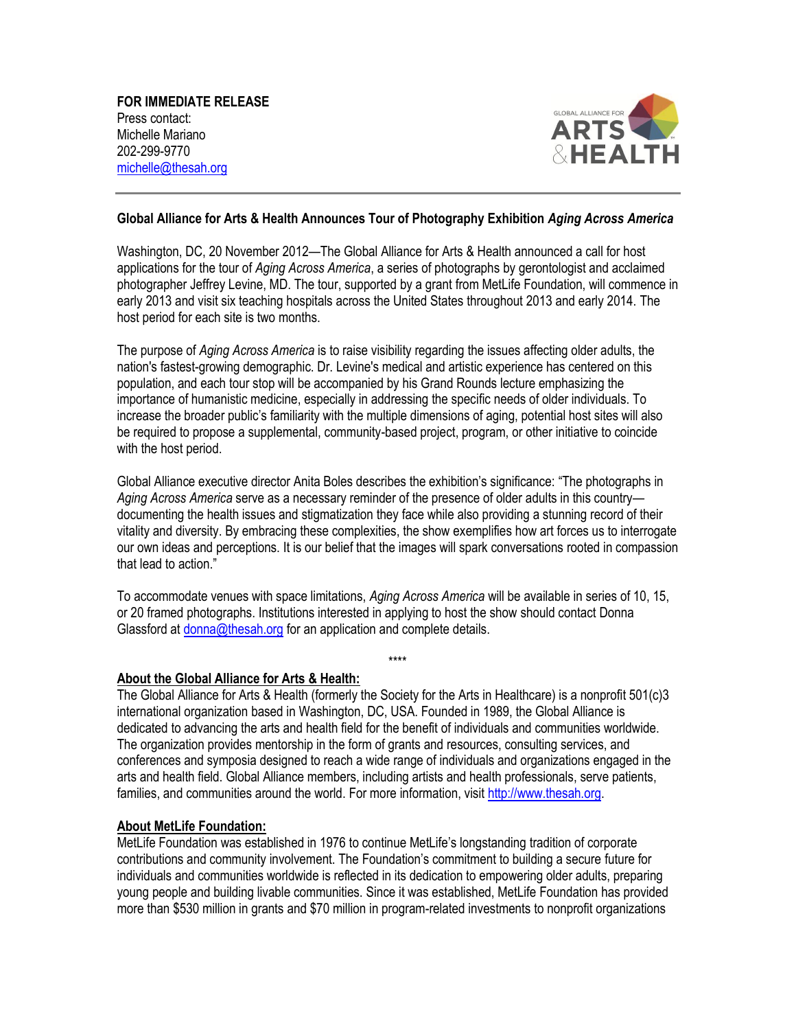**FOR IMMEDIATE RELEASE**
Press contact:
Michelle Mariano
202-299-9770
michelle@thesah.org

GLOBAL ALLIANCE FOR ARTS & HEALTH

**Global Alliance for Arts & Health Announces Tour of Photography Exhibition *Aging Across America***

Washington, DC, 20 November 2012—The Global Alliance for Arts & Health announced a call for host applications for the tour of *Aging Across America*, a series of photographs by gerontologist and acclaimed photographer Jeffrey Levine, MD. The tour, supported by a grant from MetLife Foundation, will commence in early 2013 and visit six teaching hospitals across the United States throughout 2013 and early 2014. The host period for each site is two months.

The purpose of *Aging Across America* is to raise visibility regarding the issues affecting older adults, the nation's fastest-growing demographic. Dr. Levine's medical and artistic experience has centered on this population, and each tour stop will be accompanied by his Grand Rounds lecture emphasizing the importance of humanistic medicine, especially in addressing the specific needs of older individuals. To increase the broader public's familiarity with the multiple dimensions of aging, potential host sites will also be required to propose a supplemental, community-based project, program, or other initiative to coincide with the host period.

Global Alliance executive director Anita Boles describes the exhibition's significance: "The photographs in *Aging Across America* serve as a necessary reminder of the presence of older adults in this country—documenting the health issues and stigmatization they face while also providing a stunning record of their vitality and diversity. By embracing these complexities, the show exemplifies how art forces us to interrogate our own ideas and perceptions. It is our belief that the images will spark conversations rooted in compassion that lead to action."

To accommodate venues with space limitations, *Aging Across America* will be available in series of 10, 15, or 20 framed photographs. Institutions interested in applying to host the show should contact Donna Glassford at donna@thesah.org for an application and complete details.

****

**About the Global Alliance for Arts & Health:**
The Global Alliance for Arts & Health (formerly the Society for the Arts in Healthcare) is a nonprofit 501(c)3 international organization based in Washington, DC, USA. Founded in 1989, the Global Alliance is dedicated to advancing the arts and health field for the benefit of individuals and communities worldwide. The organization provides mentorship in the form of grants and resources, consulting services, and conferences and symposia designed to reach a wide range of individuals and organizations engaged in the arts and health field. Global Alliance members, including artists and health professionals, serve patients, families, and communities around the world. For more information, visit http://www.thesah.org.

**About MetLife Foundation:**
MetLife Foundation was established in 1976 to continue MetLife's longstanding tradition of corporate contributions and community involvement. The Foundation's commitment to building a secure future for individuals and communities worldwide is reflected in its dedication to empowering older adults, preparing young people and building livable communities. Since it was established, MetLife Foundation has provided more than $530 million in grants and $70 million in program-related investments to nonprofit organizations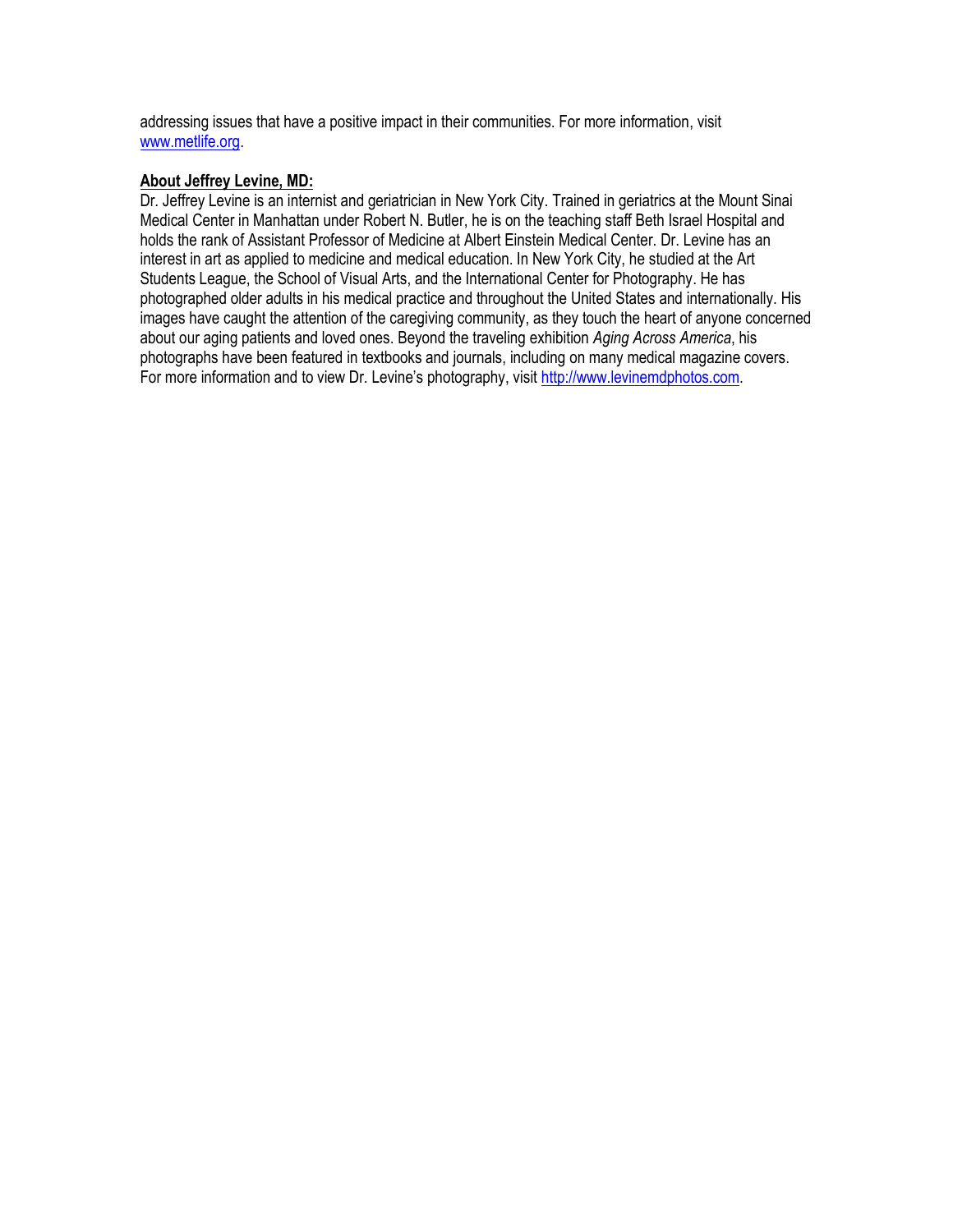addressing issues that have a positive impact in their communities. For more information, visit [www.metlife.org](www.metlife.org).

**About Jeffrey Levine, MD:**

Dr. Jeffrey Levine is an internist and geriatrician in New York City. Trained in geriatrics at the Mount Sinai Medical Center in Manhattan under Robert N. Butler, he is on the teaching staff Beth Israel Hospital and holds the rank of Assistant Professor of Medicine at Albert Einstein Medical Center. Dr. Levine has an interest in art as applied to medicine and medical education. In New York City, he studied at the Art Students League, the School of Visual Arts, and the International Center for Photography. He has photographed older adults in his medical practice and throughout the United States and internationally. His images have caught the attention of the caregiving community, as they touch the heart of anyone concerned about our aging patients and loved ones. Beyond the traveling exhibition *Aging Across America*, his photographs have been featured in textbooks and journals, including on many medical magazine covers. For more information and to view Dr. Levine's photography, visit [http://www.levinemdphotos.com](http://www.levinemdphotos.com).